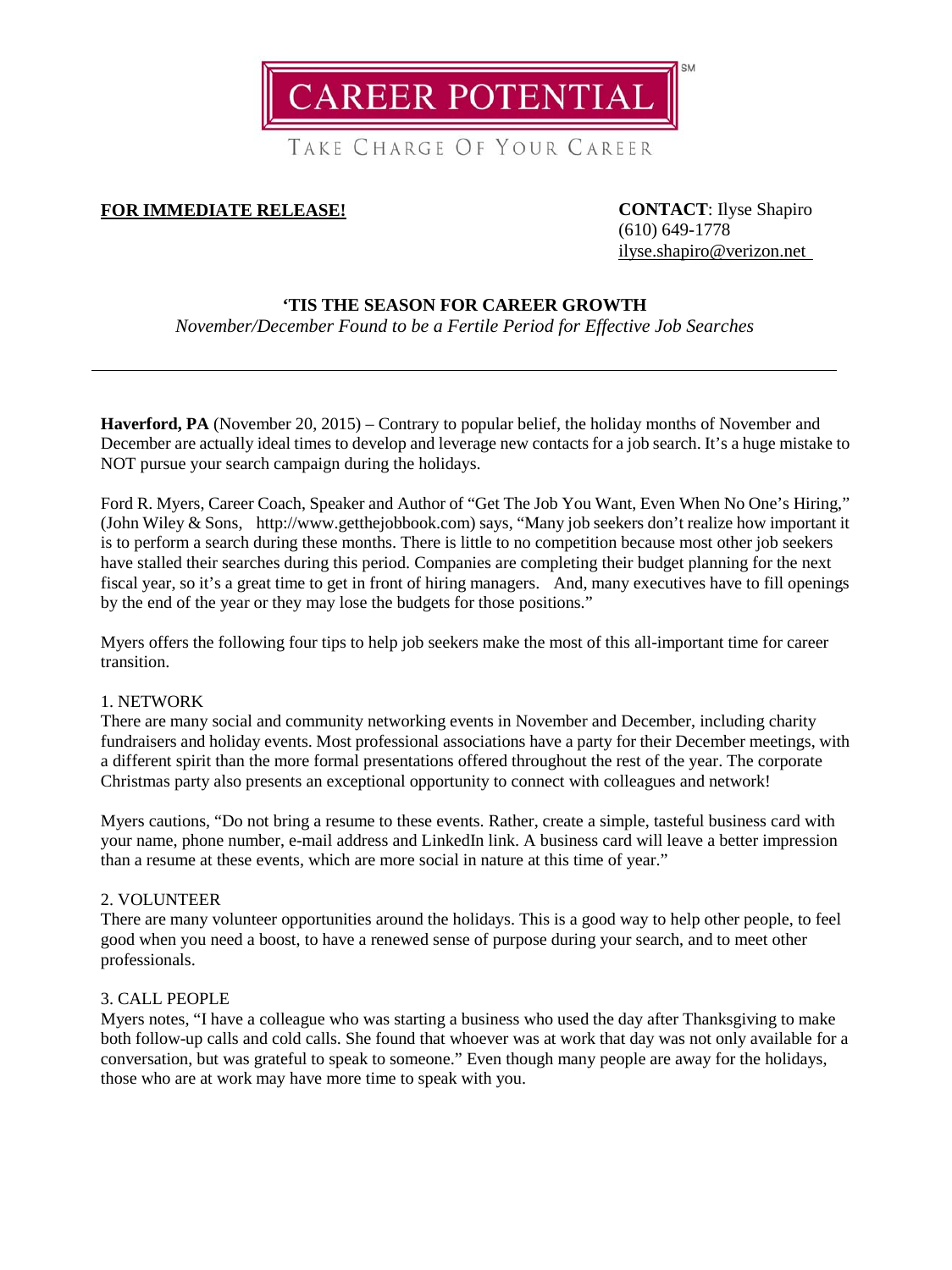CAREER POTENTIAL[SM]

TAKE CHARGE OF YOUR CAREER

**FOR IMMEDIATE RELEASE!**

**CONTACT**: Ilyse Shapiro
(610) 649-1778
ilyse.shapiro@verizon.net

## 'TIS THE SEASON FOR CAREER GROWTH

*November/December Found to be a Fertile Period for Effective Job Searches*

---

**Haverford, PA** (November 20, 2015) – Contrary to popular belief, the holiday months of November and December are actually ideal times to develop and leverage new contacts for a job search. It's a huge mistake to NOT pursue your search campaign during the holidays.

Ford R. Myers, Career Coach, Speaker and Author of "Get The Job You Want, Even When No One's Hiring," (John Wiley & Sons, http://www.getthejobbook.com) says, "Many job seekers don't realize how important it is to perform a search during these months. There is little to no competition because most other job seekers have stalled their searches during this period. Companies are completing their budget planning for the next fiscal year, so it's a great time to get in front of hiring managers. And, many executives have to fill openings by the end of the year or they may lose the budgets for those positions."

Myers offers the following four tips to help job seekers make the most of this all-important time for career transition.

1. NETWORK

There are many social and community networking events in November and December, including charity fundraisers and holiday events. Most professional associations have a party for their December meetings, with a different spirit than the more formal presentations offered throughout the rest of the year. The corporate Christmas party also presents an exceptional opportunity to connect with colleagues and network!

Myers cautions, "Do not bring a resume to these events. Rather, create a simple, tasteful business card with your name, phone number, e-mail address and LinkedIn link. A business card will leave a better impression than a resume at these events, which are more social in nature at this time of year."

2. VOLUNTEER

There are many volunteer opportunities around the holidays. This is a good way to help other people, to feel good when you need a boost, to have a renewed sense of purpose during your search, and to meet other professionals.

3. CALL PEOPLE

Myers notes, "I have a colleague who was starting a business who used the day after Thanksgiving to make both follow-up calls and cold calls. She found that whoever was at work that day was not only available for a conversation, but was grateful to speak to someone." Even though many people are away for the holidays, those who are at work may have more time to speak with you.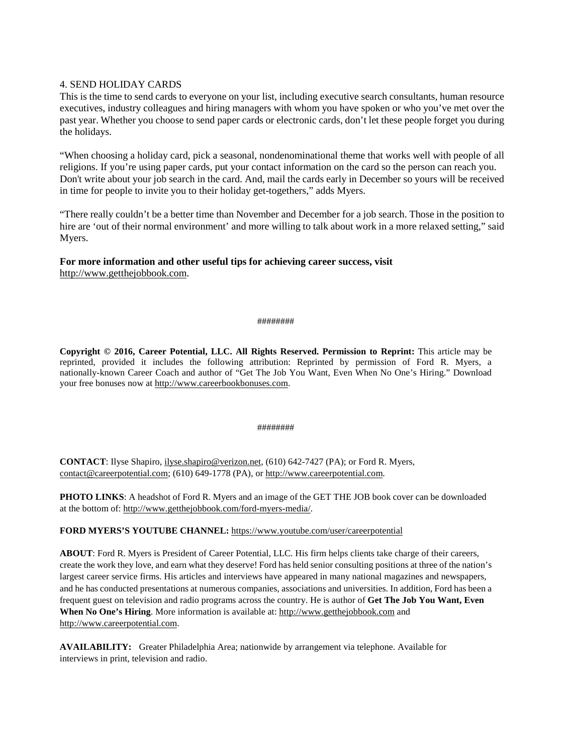4. SEND HOLIDAY CARDS

This is the time to send cards to everyone on your list, including executive search consultants, human resource executives, industry colleagues and hiring managers with whom you have spoken or who you've met over the past year. Whether you choose to send paper cards or electronic cards, don't let these people forget you during the holidays.

"When choosing a holiday card, pick a seasonal, nondenominational theme that works well with people of all religions. If you're using paper cards, put your contact information on the card so the person can reach you. Don't write about your job search in the card. And, mail the cards early in December so yours will be received in time for people to invite you to their holiday get-togethers," adds Myers.

"There really couldn't be a better time than November and December for a job search. Those in the position to hire are 'out of their normal environment' and more willing to talk about work in a more relaxed setting," said Myers.

**For more information and other useful tips for achieving career success, visit** http://www.getthejobbook.com.

########

**Copyright © 2016, Career Potential, LLC. All Rights Reserved. Permission to Reprint:** This article may be reprinted, provided it includes the following attribution: Reprinted by permission of Ford R. Myers, a nationally-known Career Coach and author of "Get The Job You Want, Even When No One's Hiring." Download your free bonuses now at http://www.careerbookbonuses.com.

########

**CONTACT**: Ilyse Shapiro, ilyse.shapiro@verizon.net, (610) 642-7427 (PA); or Ford R. Myers, contact@careerpotential.com; (610) 649-1778 (PA), or http://www.careerpotential.com.

**PHOTO LINKS**: A headshot of Ford R. Myers and an image of the GET THE JOB book cover can be downloaded at the bottom of: http://www.getthejobbook.com/ford-myers-media/.

**FORD MYERS'S YOUTUBE CHANNEL:** https://www.youtube.com/user/careerpotential

**ABOUT**: Ford R. Myers is President of Career Potential, LLC. His firm helps clients take charge of their careers, create the work they love, and earn what they deserve! Ford has held senior consulting positions at three of the nation's largest career service firms. His articles and interviews have appeared in many national magazines and newspapers, and he has conducted presentations at numerous companies, associations and universities. In addition, Ford has been a frequent guest on television and radio programs across the country. He is author of **Get The Job You Want, Even When No One's Hiring**. More information is available at: http://www.getthejobbook.com and http://www.careerpotential.com.

**AVAILABILITY:** Greater Philadelphia Area; nationwide by arrangement via telephone. Available for interviews in print, television and radio.